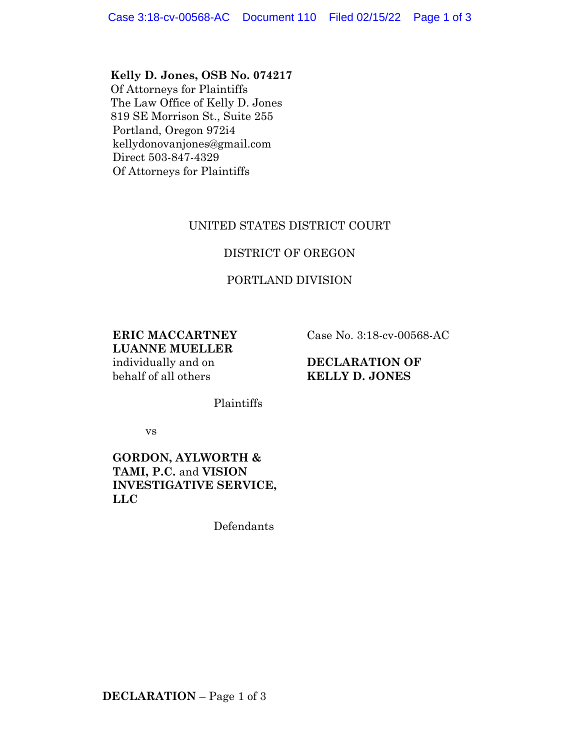**Kelly D. Jones, OSB No. 074217**
Of Attorneys for Plaintiffs
The Law Office of Kelly D. Jones
819 SE Morrison St., Suite 255
Portland, Oregon 972i4
kellydonovanjones@gmail.com
Direct 503-847-4329
Of Attorneys for Plaintiffs

UNITED STATES DISTRICT COURT

DISTRICT OF OREGON

PORTLAND DIVISION

**ERIC MACCARTNEY**
**LUANNE MUELLER**
individually and on
behalf of all others

Plaintiffs

vs

**GORDON, AYLWORTH & TAMI, P.C.** and **VISION INVESTIGATIVE SERVICE, LLC**

Defendants

Case No. 3:18-cv-00568-AC

**DECLARATION OF KELLY D. JONES**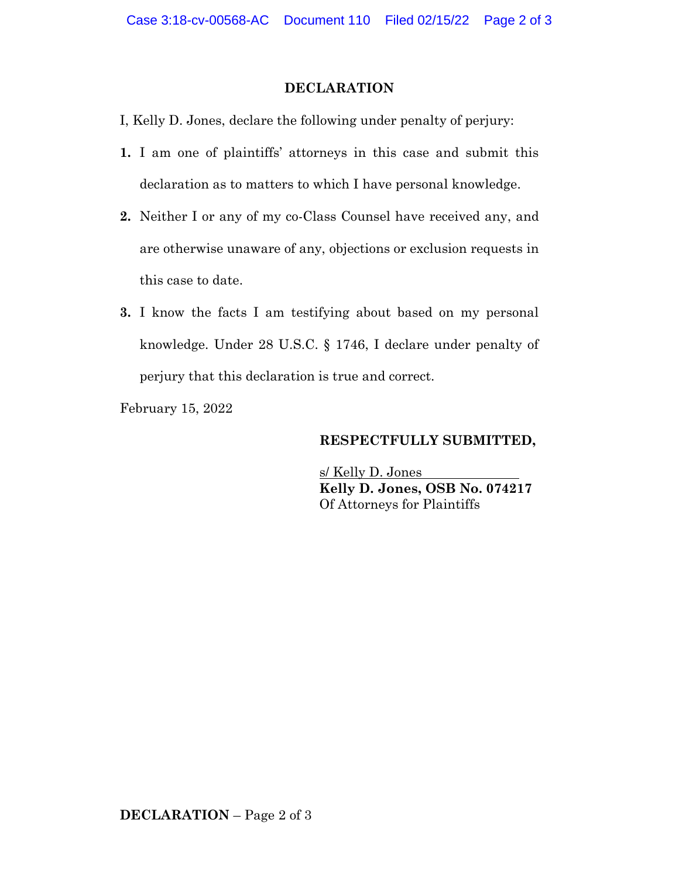## DECLARATION

I, Kelly D. Jones, declare the following under penalty of perjury:

1. I am one of plaintiffs' attorneys in this case and submit this declaration as to matters to which I have personal knowledge.
2. Neither I or any of my co-Class Counsel have received any, and are otherwise unaware of any, objections or exclusion requests in this case to date.
3. I know the facts I am testifying about based on my personal knowledge. Under 28 U.S.C. § 1746, I declare under penalty of perjury that this declaration is true and correct.

February 15, 2022

**RESPECTFULLY SUBMITTED,**

s/ Kelly D. Jones
**Kelly D. Jones, OSB No. 074217**
Of Attorneys for Plaintiffs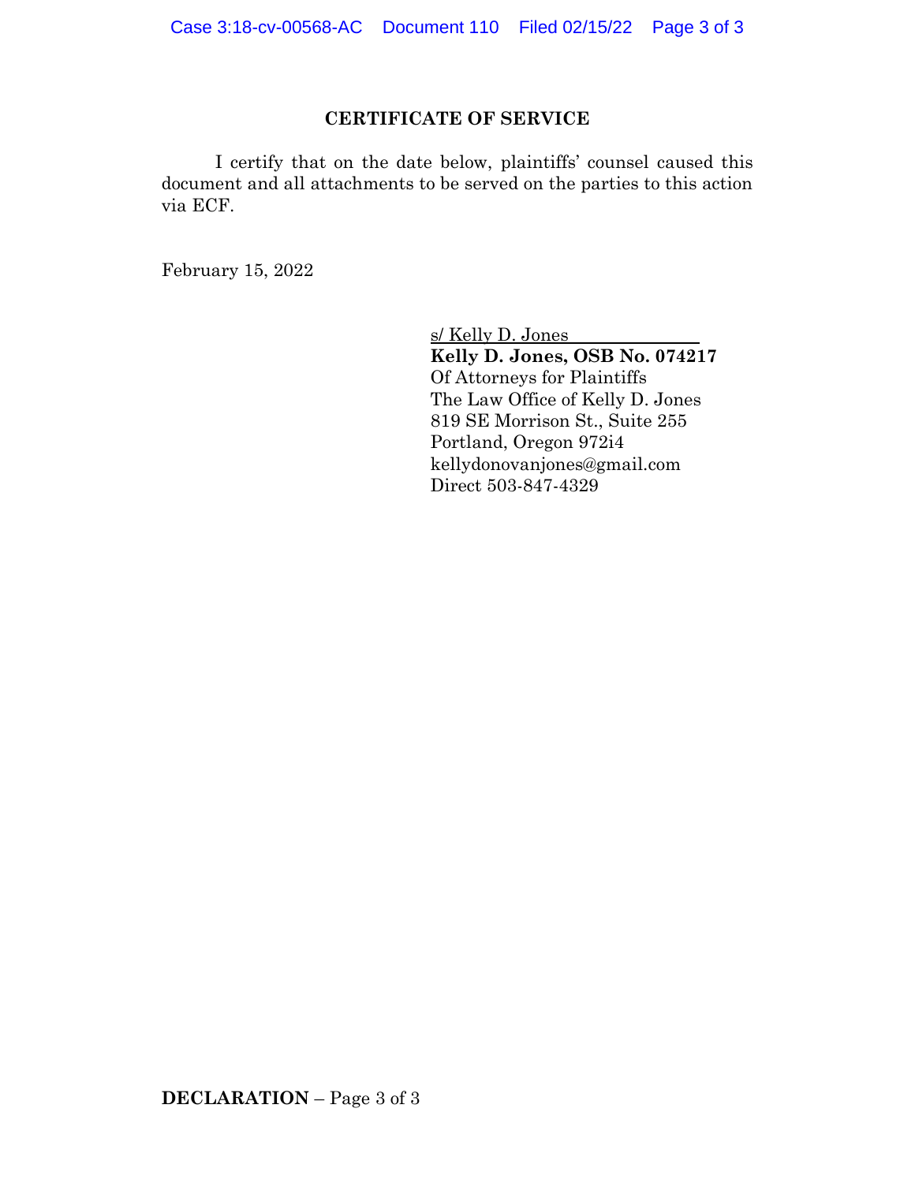## CERTIFICATE OF SERVICE

I certify that on the date below, plaintiffs' counsel caused this document and all attachments to be served on the parties to this action via ECF.

February 15, 2022

s/ Kelly D. Jones
**Kelly D. Jones, OSB No. 074217**
Of Attorneys for Plaintiffs
The Law Office of Kelly D. Jones
819 SE Morrison St., Suite 255
Portland, Oregon 972i4
kellydonovanjones@gmail.com
Direct 503-847-4329

**DECLARATION** – Page 3 of 3